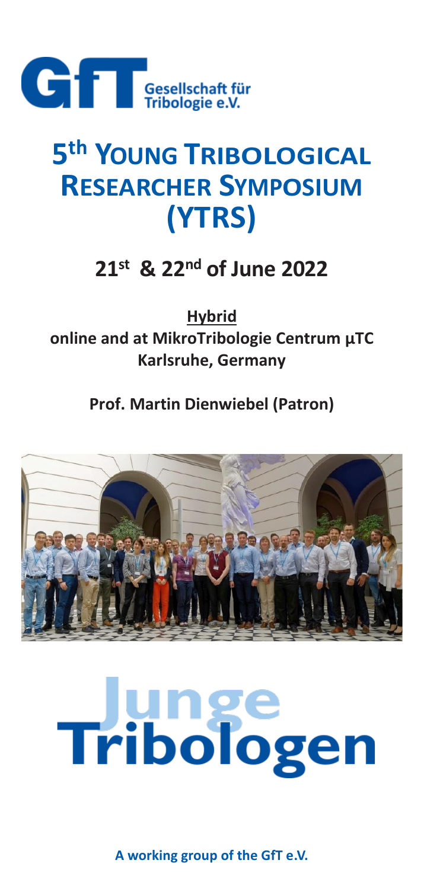**GfT** Gesellschaft für Tribologie e.V.

# 5th Young Tribological Researcher Symposium (YTRS)

## 21st & 22nd of June 2022

**Hybrid**

**online and at MikroTribologie Centrum µTC Karlsruhe, Germany**

**Prof. Martin Dienwiebel (Patron)**

# Junge Tribologen

**A working group of the GfT e.V.**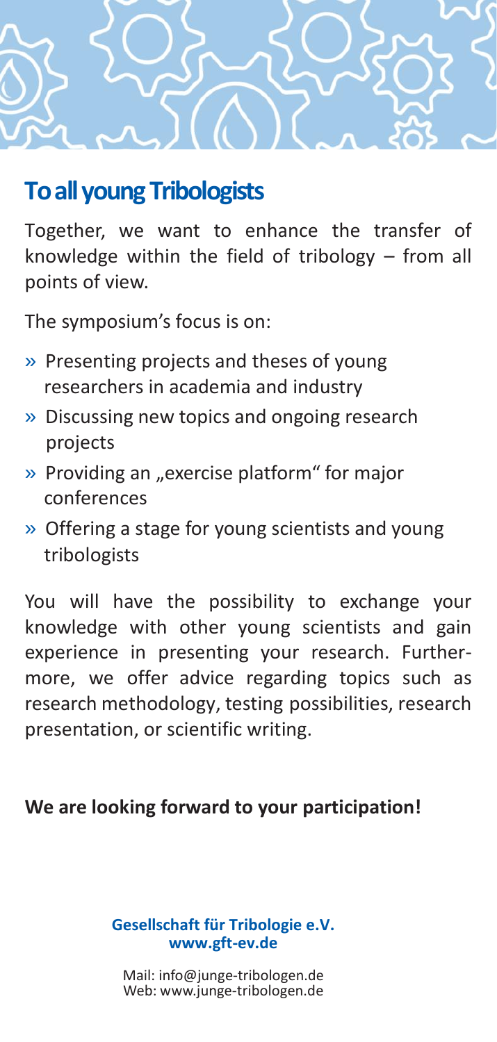# To all young Tribologists

Together, we want to enhance the transfer of knowledge within the field of tribology – from all points of view.

The symposium's focus is on:

- » Presenting projects and theses of young researchers in academia and industry
- » Discussing new topics and ongoing research projects
- » Providing an „exercise platform" for major conferences
- » Offering a stage for young scientists and young tribologists

You will have the possibility to exchange your knowledge with other young scientists and gain experience in presenting your research. Furthermore, we offer advice regarding topics such as research methodology, testing possibilities, research presentation, or scientific writing.

**We are looking forward to your participation!**

**Gesellschaft für Tribologie e.V.**
**www.gft-ev.de**

Mail: info@junge-tribologen.de
Web: www.junge-tribologen.de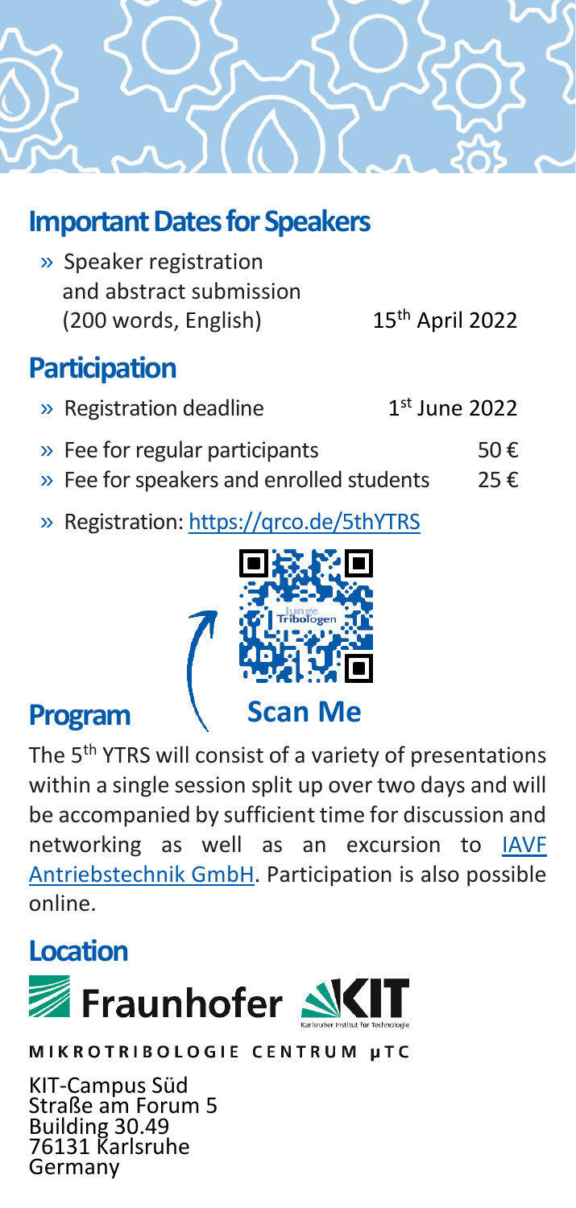## Important Dates for Speakers

- » Speaker registration and abstract submission (200 words, English) — 15th April 2022

## Participation

- » Registration deadline — 1st June 2022
- » Fee for regular participants — 50 €
- » Fee for speakers and enrolled students — 25 €
- » Registration: https://qrco.de/5thYTRS

Scan Me

## Program

The 5th YTRS will consist of a variety of presentations within a single session split up over two days and will be accompanied by sufficient time for discussion and networking as well as an excursion to IAVF Antriebstechnik GmbH. Participation is also possible online.

## Location

Fraunhofer KIT

Karlsruher Institut für Technologie

MIKROTRIBOLOGIE CENTRUM µTC

KIT-Campus Süd
Straße am Forum 5
Building 30.49
76131 Karlsruhe
Germany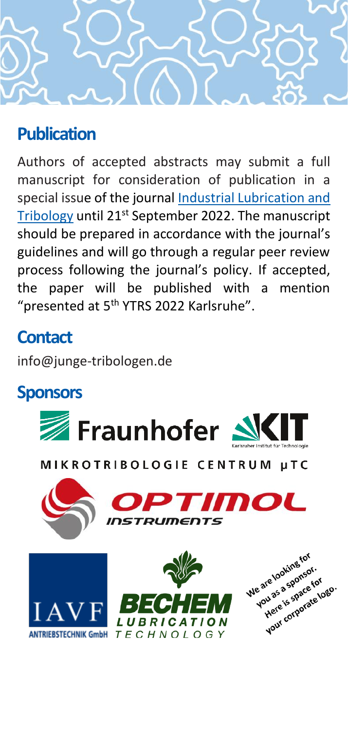## Publication

Authors of accepted abstracts may submit a full manuscript for consideration of publication in a special issue of the journal Industrial Lubrication and Tribology until 21st September 2022. The manuscript should be prepared in accordance with the journal's guidelines and will go through a regular peer review process following the journal's policy. If accepted, the paper will be published with a mention "presented at 5th YTRS 2022 Karlsruhe".

## Contact

info@junge-tribologen.de

## Sponsors

Fraunhofer

KIT Karlsruher Institut für Technologie

MIKROTRIBOLOGIE CENTRUM µTC

OPTIMOL INSTRUMENTS

IAVF ANTRIEBSTECHNIK GmbH

BECHEM LUBRICATION TECHNOLOGY

We are looking for you as a sponsor. Here is space for your corporate logo.